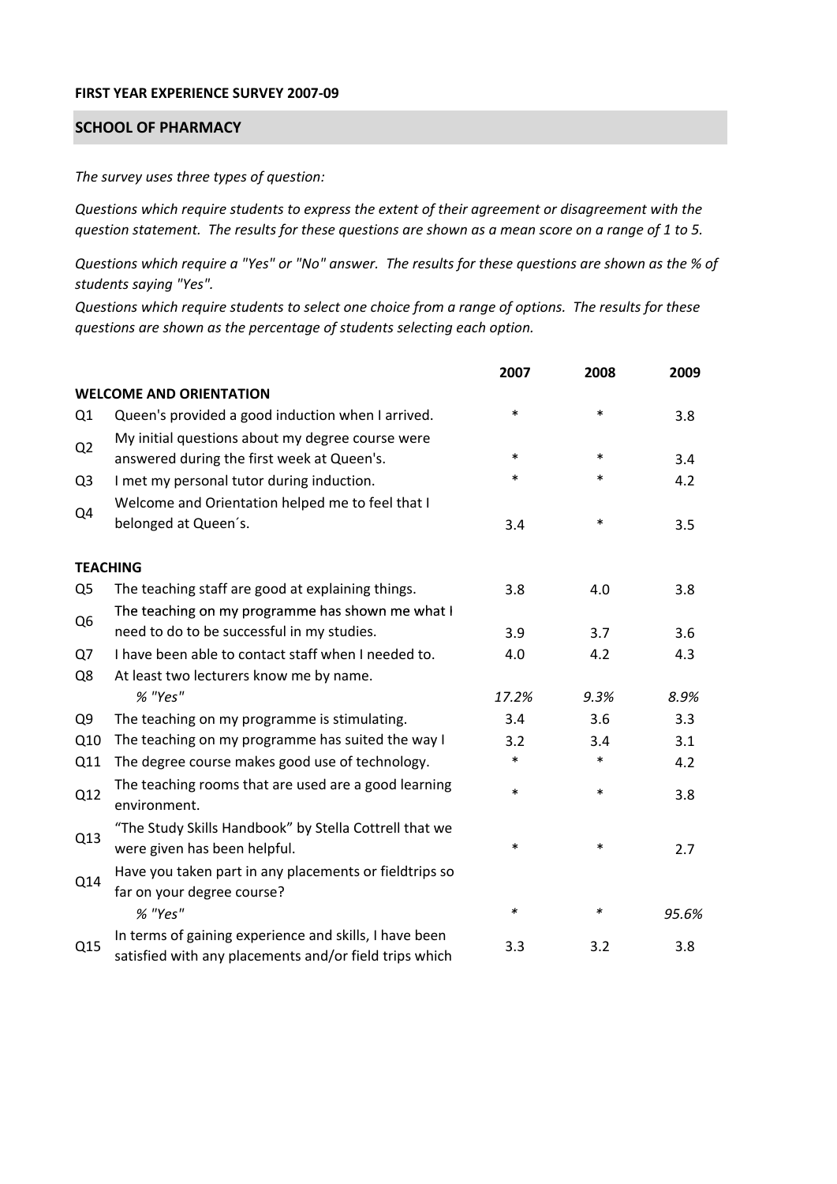**FIRST YEAR EXPERIENCE SURVEY 2007-09**

## SCHOOL OF PHARMACY

*The survey uses three types of question:*

*Questions which require students to express the extent of their agreement or disagreement with the question statement. The results for these questions are shown as a mean score on a range of 1 to 5.*

*Questions which require a "Yes" or "No" answer. The results for these questions are shown as the % of students saying "Yes".*

*Questions which require students to select one choice from a range of options. The results for these questions are shown as the percentage of students selecting each option.*

| | | 2007 | 2008 | 2009 |
|---|---|---|---|---|
| **WELCOME AND ORIENTATION** | | | | |
| Q1 | Queen's provided a good induction when I arrived. | * | * | 3.8 |
| Q2 | My initial questions about my degree course were answered during the first week at Queen's. | * | * | 3.4 |
| Q3 | I met my personal tutor during induction. | * | * | 4.2 |
| Q4 | Welcome and Orientation helped me to feel that I belonged at Queen´s. | 3.4 | * | 3.5 |
| **TEACHING** | | | | |
| Q5 | The teaching staff are good at explaining things. | 3.8 | 4.0 | 3.8 |
| Q6 | The teaching on my programme has shown me what I need to do to be successful in my studies. | 3.9 | 3.7 | 3.6 |
| Q7 | I have been able to contact staff when I needed to. | 4.0 | 4.2 | 4.3 |
| Q8 | At least two lecturers know me by name. | | | |
| | *% "Yes"* | *17.2%* | *9.3%* | *8.9%* |
| Q9 | The teaching on my programme is stimulating. | 3.4 | 3.6 | 3.3 |
| Q10 | The teaching on my programme has suited the way I | 3.2 | 3.4 | 3.1 |
| Q11 | The degree course makes good use of technology. | * | * | 4.2 |
| Q12 | The teaching rooms that are used are a good learning environment. | * | * | 3.8 |
| Q13 | "The Study Skills Handbook" by Stella Cottrell that we were given has been helpful. | * | * | 2.7 |
| Q14 | Have you taken part in any placements or fieldtrips so far on your degree course? | | | |
| | *% "Yes"* | * | * | *95.6%* |
| Q15 | In terms of gaining experience and skills, I have been satisfied with any placements and/or field trips which | 3.3 | 3.2 | 3.8 |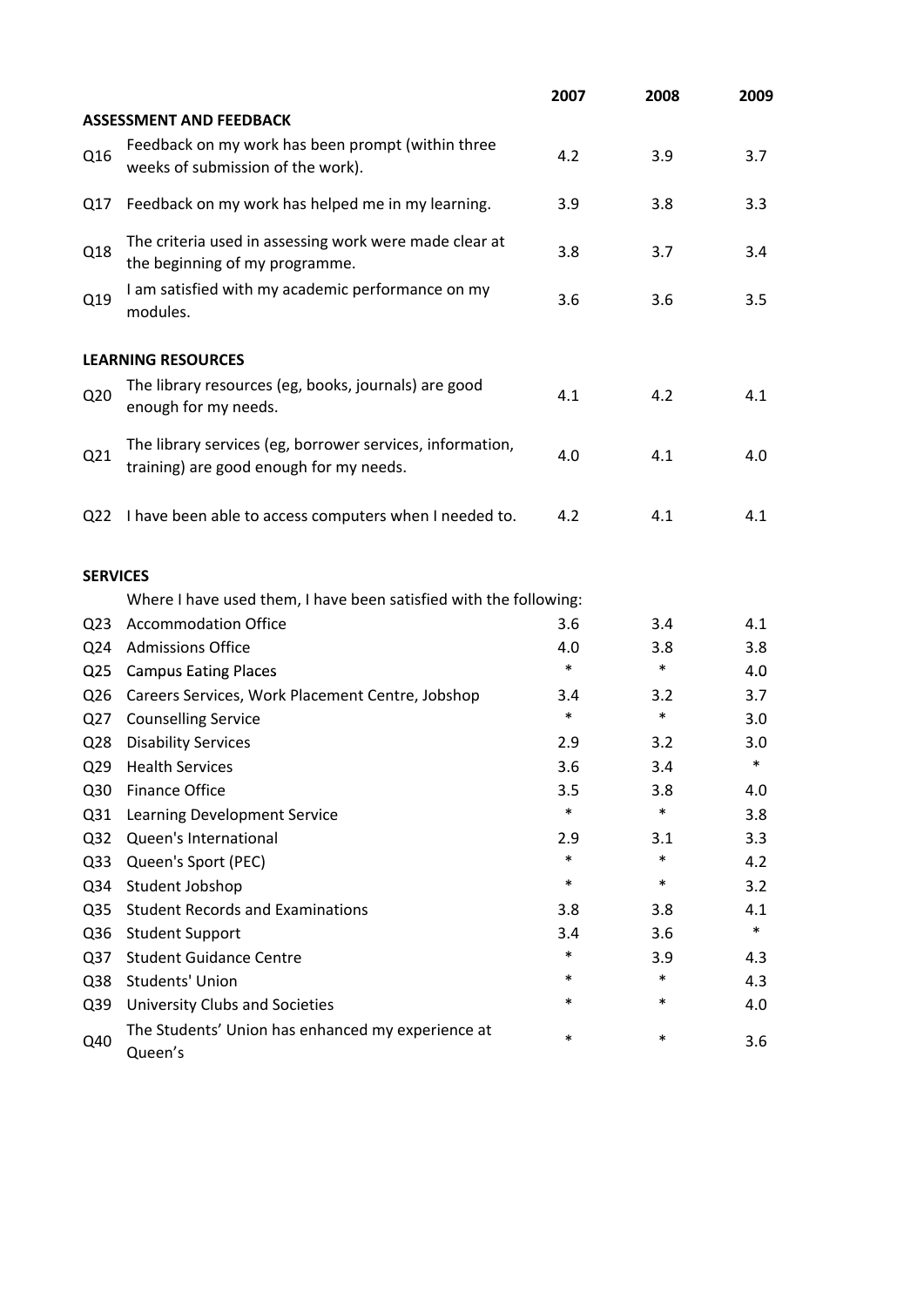| | | 2007 | 2008 | 2009 |
|---|---|---|---|---|
| **ASSESSMENT AND FEEDBACK** | | | | |
| Q16 | Feedback on my work has been prompt (within three weeks of submission of the work). | 4.2 | 3.9 | 3.7 |
| Q17 | Feedback on my work has helped me in my learning. | 3.9 | 3.8 | 3.3 |
| Q18 | The criteria used in assessing work were made clear at the beginning of my programme. | 3.8 | 3.7 | 3.4 |
| Q19 | I am satisfied with my academic performance on my modules. | 3.6 | 3.6 | 3.5 |
| **LEARNING RESOURCES** | | | | |
| Q20 | The library resources (eg, books, journals) are good enough for my needs. | 4.1 | 4.2 | 4.1 |
| Q21 | The library services (eg, borrower services, information, training) are good enough for my needs. | 4.0 | 4.1 | 4.0 |
| Q22 | I have been able to access computers when I needed to. | 4.2 | 4.1 | 4.1 |
| **SERVICES** | | | | |
| | Where I have used them, I have been satisfied with the following: | | | |
| Q23 | Accommodation Office | 3.6 | 3.4 | 4.1 |
| Q24 | Admissions Office | 4.0 | 3.8 | 3.8 |
| Q25 | Campus Eating Places | * | * | 4.0 |
| Q26 | Careers Services, Work Placement Centre, Jobshop | 3.4 | 3.2 | 3.7 |
| Q27 | Counselling Service | * | * | 3.0 |
| Q28 | Disability Services | 2.9 | 3.2 | 3.0 |
| Q29 | Health Services | 3.6 | 3.4 | * |
| Q30 | Finance Office | 3.5 | 3.8 | 4.0 |
| Q31 | Learning Development Service | * | * | 3.8 |
| Q32 | Queen's International | 2.9 | 3.1 | 3.3 |
| Q33 | Queen's Sport (PEC) | * | * | 4.2 |
| Q34 | Student Jobshop | * | * | 3.2 |
| Q35 | Student Records and Examinations | 3.8 | 3.8 | 4.1 |
| Q36 | Student Support | 3.4 | 3.6 | * |
| Q37 | Student Guidance Centre | * | 3.9 | 4.3 |
| Q38 | Students' Union | * | * | 4.3 |
| Q39 | University Clubs and Societies | * | * | 4.0 |
| Q40 | The Students' Union has enhanced my experience at Queen's | * | * | 3.6 |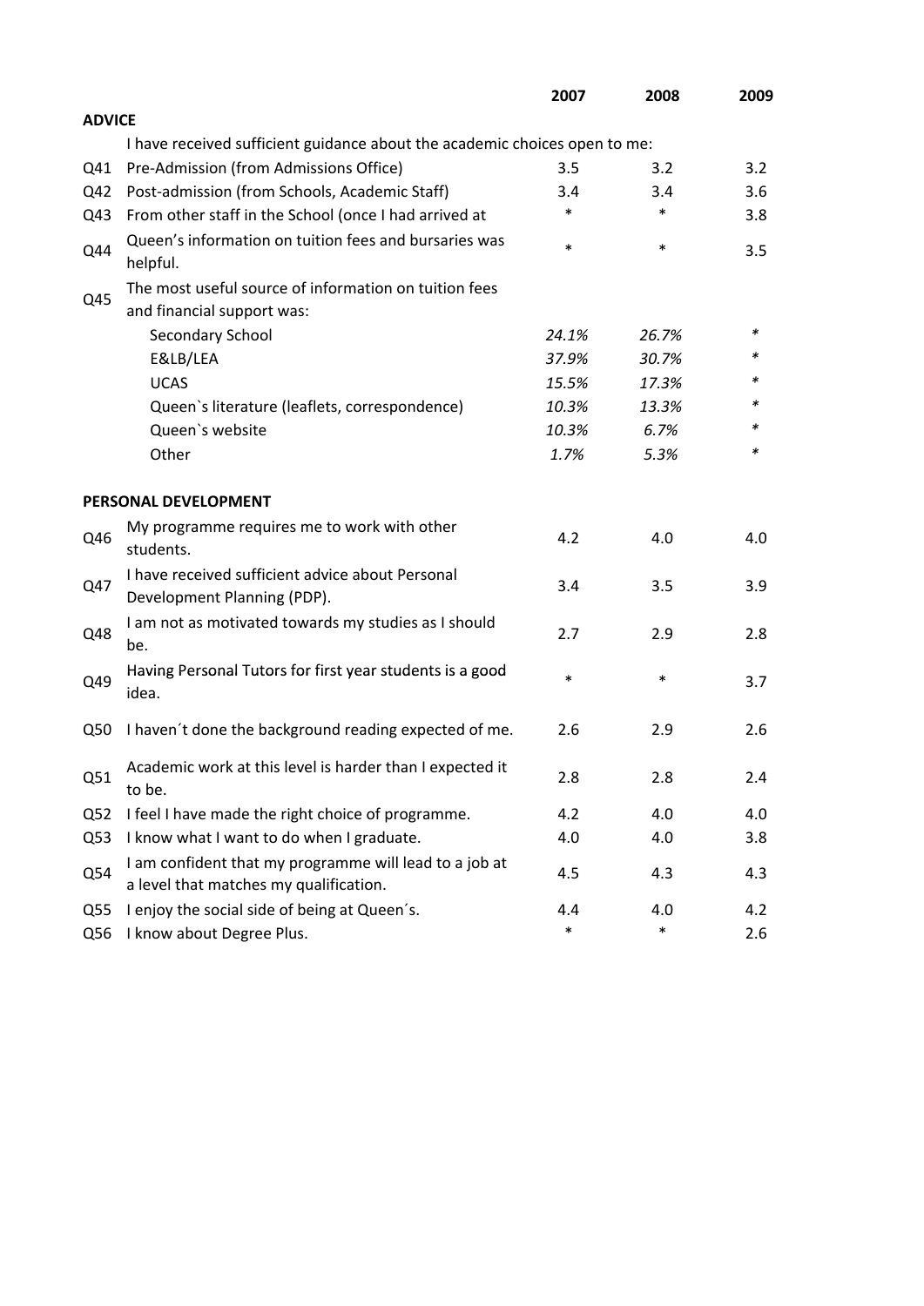| | | 2007 | 2008 | 2009 |
|---|---|---|---|---|
| **ADVICE** | | | | |
| | I have received sufficient guidance about the academic choices open to me: | | | |
| Q41 | Pre-Admission (from Admissions Office) | 3.5 | 3.2 | 3.2 |
| Q42 | Post-admission (from Schools, Academic Staff) | 3.4 | 3.4 | 3.6 |
| Q43 | From other staff in the School (once I had arrived at | * | * | 3.8 |
| Q44 | Queen's information on tuition fees and bursaries was helpful. | * | * | 3.5 |
| Q45 | The most useful source of information on tuition fees and financial support was: | | | |
| | Secondary School | *24.1%* | *26.7%* | * |
| | E&LB/LEA | *37.9%* | *30.7%* | * |
| | UCAS | *15.5%* | *17.3%* | * |
| | Queen`s literature (leaflets, correspondence) | *10.3%* | *13.3%* | * |
| | Queen`s website | *10.3%* | *6.7%* | * |
| | Other | *1.7%* | *5.3%* | * |
| **PERSONAL DEVELOPMENT** | | | | |
| Q46 | My programme requires me to work with other students. | 4.2 | 4.0 | 4.0 |
| Q47 | I have received sufficient advice about Personal Development Planning (PDP). | 3.4 | 3.5 | 3.9 |
| Q48 | I am not as motivated towards my studies as I should be. | 2.7 | 2.9 | 2.8 |
| Q49 | Having Personal Tutors for first year students is a good idea. | * | * | 3.7 |
| Q50 | I haven´t done the background reading expected of me. | 2.6 | 2.9 | 2.6 |
| Q51 | Academic work at this level is harder than I expected it to be. | 2.8 | 2.8 | 2.4 |
| Q52 | I feel I have made the right choice of programme. | 4.2 | 4.0 | 4.0 |
| Q53 | I know what I want to do when I graduate. | 4.0 | 4.0 | 3.8 |
| Q54 | I am confident that my programme will lead to a job at a level that matches my qualification. | 4.5 | 4.3 | 4.3 |
| Q55 | I enjoy the social side of being at Queen´s. | 4.4 | 4.0 | 4.2 |
| Q56 | I know about Degree Plus. | * | * | 2.6 |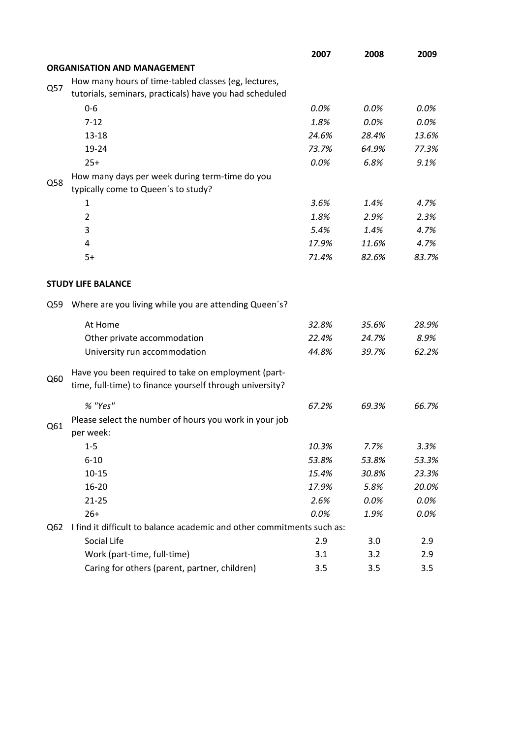| | | 2007 | 2008 | 2009 |
|---|---|---|---|---|
| | **ORGANISATION AND MANAGEMENT** | | | |
| Q57 | How many hours of time-tabled classes (eg, lectures, tutorials, seminars, practicals) have you had scheduled | | | |
| | 0-6 | *0.0%* | *0.0%* | *0.0%* |
| | 7-12 | *1.8%* | *0.0%* | *0.0%* |
| | 13-18 | *24.6%* | *28.4%* | *13.6%* |
| | 19-24 | *73.7%* | *64.9%* | *77.3%* |
| | 25+ | *0.0%* | *6.8%* | *9.1%* |
| Q58 | How many days per week during term-time do you typically come to Queen´s to study? | | | |
| | 1 | *3.6%* | *1.4%* | *4.7%* |
| | 2 | *1.8%* | *2.9%* | *2.3%* |
| | 3 | *5.4%* | *1.4%* | *4.7%* |
| | 4 | *17.9%* | *11.6%* | *4.7%* |
| | 5+ | *71.4%* | *82.6%* | *83.7%* |
| | **STUDY LIFE BALANCE** | | | |
| Q59 | Where are you living while you are attending Queen´s? | | | |
| | At Home | *32.8%* | *35.6%* | *28.9%* |
| | Other private accommodation | *22.4%* | *24.7%* | *8.9%* |
| | University run accommodation | *44.8%* | *39.7%* | *62.2%* |
| Q60 | Have you been required to take on employment (part-time, full-time) to finance yourself through university? | | | |
| | *% "Yes"* | *67.2%* | *69.3%* | *66.7%* |
| Q61 | Please select the number of hours you work in your job per week: | | | |
| | 1-5 | *10.3%* | *7.7%* | *3.3%* |
| | 6-10 | *53.8%* | *53.8%* | *53.3%* |
| | 10-15 | *15.4%* | *30.8%* | *23.3%* |
| | 16-20 | *17.9%* | *5.8%* | *20.0%* |
| | 21-25 | *2.6%* | *0.0%* | *0.0%* |
| | 26+ | *0.0%* | *1.9%* | *0.0%* |
| Q62 | I find it difficult to balance academic and other commitments such as: | | | |
| | Social Life | 2.9 | 3.0 | 2.9 |
| | Work (part-time, full-time) | 3.1 | 3.2 | 2.9 |
| | Caring for others (parent, partner, children) | 3.5 | 3.5 | 3.5 |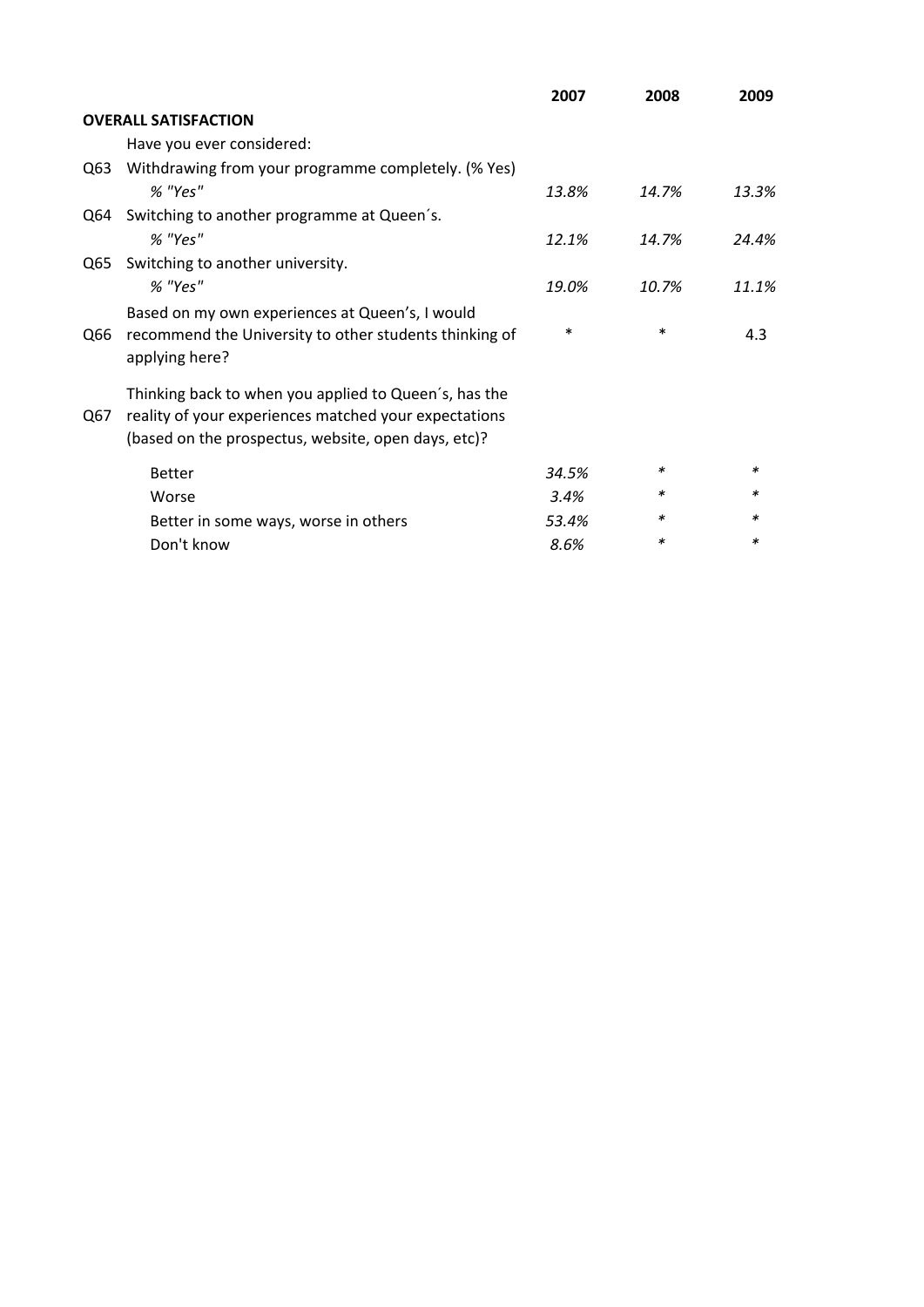| | | 2007 | 2008 | 2009 |
|---|---|---|---|---|
| | **OVERALL SATISFACTION** | | | |
| | Have you ever considered: | | | |
| Q63 | Withdrawing from your programme completely. (% Yes) | | | |
| | *% "Yes"* | *13.8%* | *14.7%* | *13.3%* |
| Q64 | Switching to another programme at Queen´s. | | | |
| | *% "Yes"* | *12.1%* | *14.7%* | *24.4%* |
| Q65 | Switching to another university. | | | |
| | *% "Yes"* | *19.0%* | *10.7%* | *11.1%* |
| Q66 | Based on my own experiences at Queen's, I would recommend the University to other students thinking of applying here? | * | * | 4.3 |
| Q67 | Thinking back to when you applied to Queen´s, has the reality of your experiences matched your expectations (based on the prospectus, website, open days, etc)? | | | |
| | Better | *34.5%* | * | * |
| | Worse | *3.4%* | * | * |
| | Better in some ways, worse in others | *53.4%* | * | * |
| | Don't know | *8.6%* | * | * |